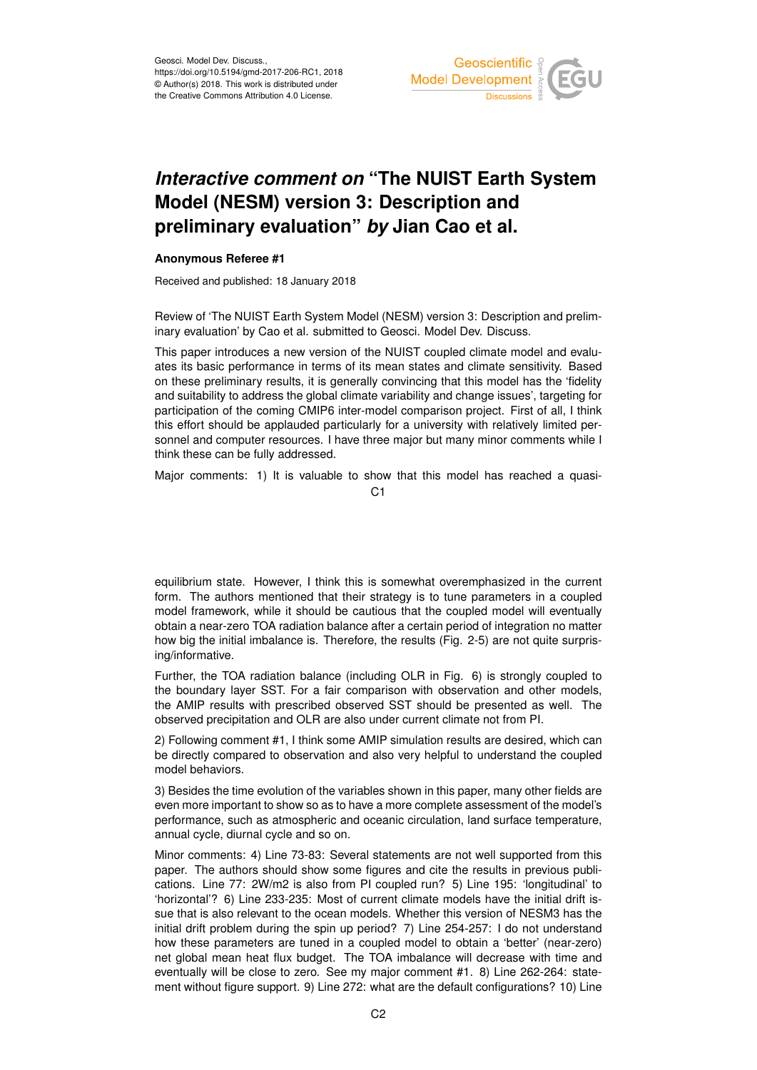# *Interactive comment on* "The NUIST Earth System Model (NESM) version 3: Description and preliminary evaluation" *by* Jian Cao et al.

**Anonymous Referee #1**

Received and published: 18 January 2018

Review of 'The NUIST Earth System Model (NESM) version 3: Description and preliminary evaluation' by Cao et al. submitted to Geosci. Model Dev. Discuss.

This paper introduces a new version of the NUIST coupled climate model and evaluates its basic performance in terms of its mean states and climate sensitivity. Based on these preliminary results, it is generally convincing that this model has the 'fidelity and suitability to address the global climate variability and change issues', targeting for participation of the coming CMIP6 inter-model comparison project. First of all, I think this effort should be applauded particularly for a university with relatively limited personnel and computer resources. I have three major but many minor comments while I think these can be fully addressed.

Major comments: 1) It is valuable to show that this model has reached a quasi-equilibrium state. However, I think this is somewhat overemphasized in the current form. The authors mentioned that their strategy is to tune parameters in a coupled model framework, while it should be cautious that the coupled model will eventually obtain a near-zero TOA radiation balance after a certain period of integration no matter how big the initial imbalance is. Therefore, the results (Fig. 2-5) are not quite surprising/informative.

Further, the TOA radiation balance (including OLR in Fig. 6) is strongly coupled to the boundary layer SST. For a fair comparison with observation and other models, the AMIP results with prescribed observed SST should be presented as well. The observed precipitation and OLR are also under current climate not from PI.

2) Following comment #1, I think some AMIP simulation results are desired, which can be directly compared to observation and also very helpful to understand the coupled model behaviors.

3) Besides the time evolution of the variables shown in this paper, many other fields are even more important to show so as to have a more complete assessment of the model's performance, such as atmospheric and oceanic circulation, land surface temperature, annual cycle, diurnal cycle and so on.

Minor comments: 4) Line 73-83: Several statements are not well supported from this paper. The authors should show some figures and cite the results in previous publications. Line 77: 2W/m2 is also from PI coupled run? 5) Line 195: 'longitudinal' to 'horizontal'? 6) Line 233-235: Most of current climate models have the initial drift issue that is also relevant to the ocean models. Whether this version of NESM3 has the initial drift problem during the spin up period? 7) Line 254-257: I do not understand how these parameters are tuned in a coupled model to obtain a 'better' (near-zero) net global mean heat flux budget. The TOA imbalance will decrease with time and eventually will be close to zero. See my major comment #1. 8) Line 262-264: statement without figure support. 9) Line 272: what are the default configurations? 10) Line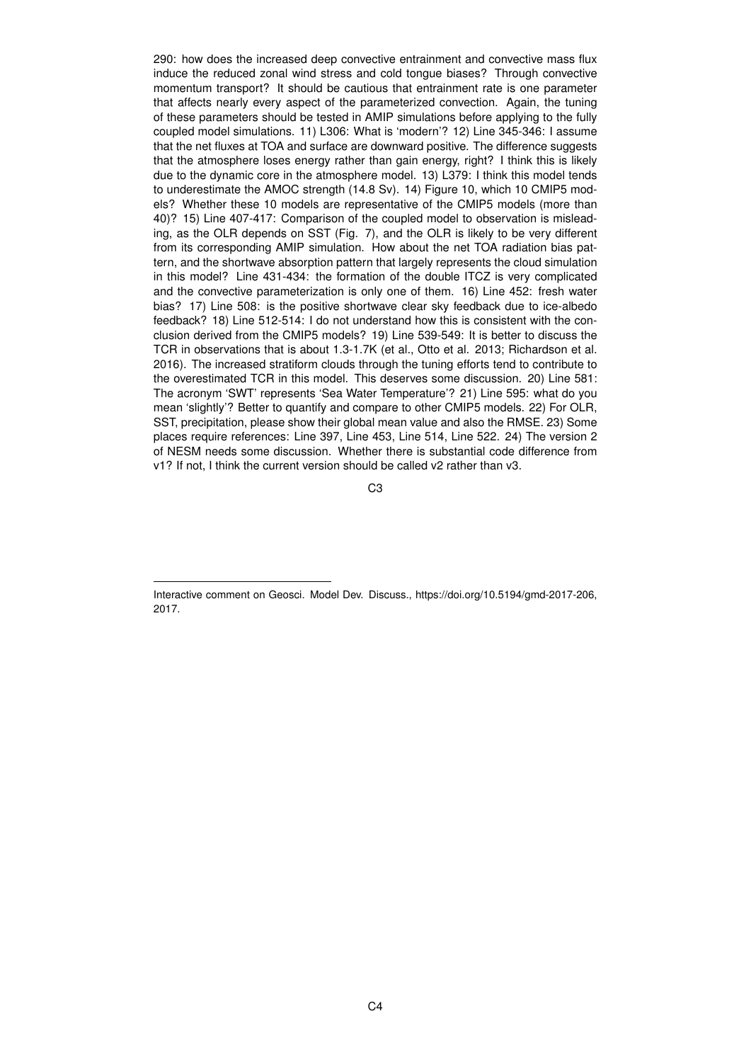290: how does the increased deep convective entrainment and convective mass flux induce the reduced zonal wind stress and cold tongue biases? Through convective momentum transport? It should be cautious that entrainment rate is one parameter that affects nearly every aspect of the parameterized convection. Again, the tuning of these parameters should be tested in AMIP simulations before applying to the fully coupled model simulations. 11) L306: What is 'modern'? 12) Line 345-346: I assume that the net fluxes at TOA and surface are downward positive. The difference suggests that the atmosphere loses energy rather than gain energy, right? I think this is likely due to the dynamic core in the atmosphere model. 13) L379: I think this model tends to underestimate the AMOC strength (14.8 Sv). 14) Figure 10, which 10 CMIP5 models? Whether these 10 models are representative of the CMIP5 models (more than 40)? 15) Line 407-417: Comparison of the coupled model to observation is misleading, as the OLR depends on SST (Fig. 7), and the OLR is likely to be very different from its corresponding AMIP simulation. How about the net TOA radiation bias pattern, and the shortwave absorption pattern that largely represents the cloud simulation in this model? Line 431-434: the formation of the double ITCZ is very complicated and the convective parameterization is only one of them. 16) Line 452: fresh water bias? 17) Line 508: is the positive shortwave clear sky feedback due to ice-albedo feedback? 18) Line 512-514: I do not understand how this is consistent with the conclusion derived from the CMIP5 models? 19) Line 539-549: It is better to discuss the TCR in observations that is about 1.3-1.7K (et al., Otto et al. 2013; Richardson et al. 2016). The increased stratiform clouds through the tuning efforts tend to contribute to the overestimated TCR in this model. This deserves some discussion. 20) Line 581: The acronym 'SWT' represents 'Sea Water Temperature'? 21) Line 595: what do you mean 'slightly'? Better to quantify and compare to other CMIP5 models. 22) For OLR, SST, precipitation, please show their global mean value and also the RMSE. 23) Some places require references: Line 397, Line 453, Line 514, Line 522. 24) The version 2 of NESM needs some discussion. Whether there is substantial code difference from v1? If not, I think the current version should be called v2 rather than v3.

Interactive comment on Geosci. Model Dev. Discuss., https://doi.org/10.5194/gmd-2017-206, 2017.